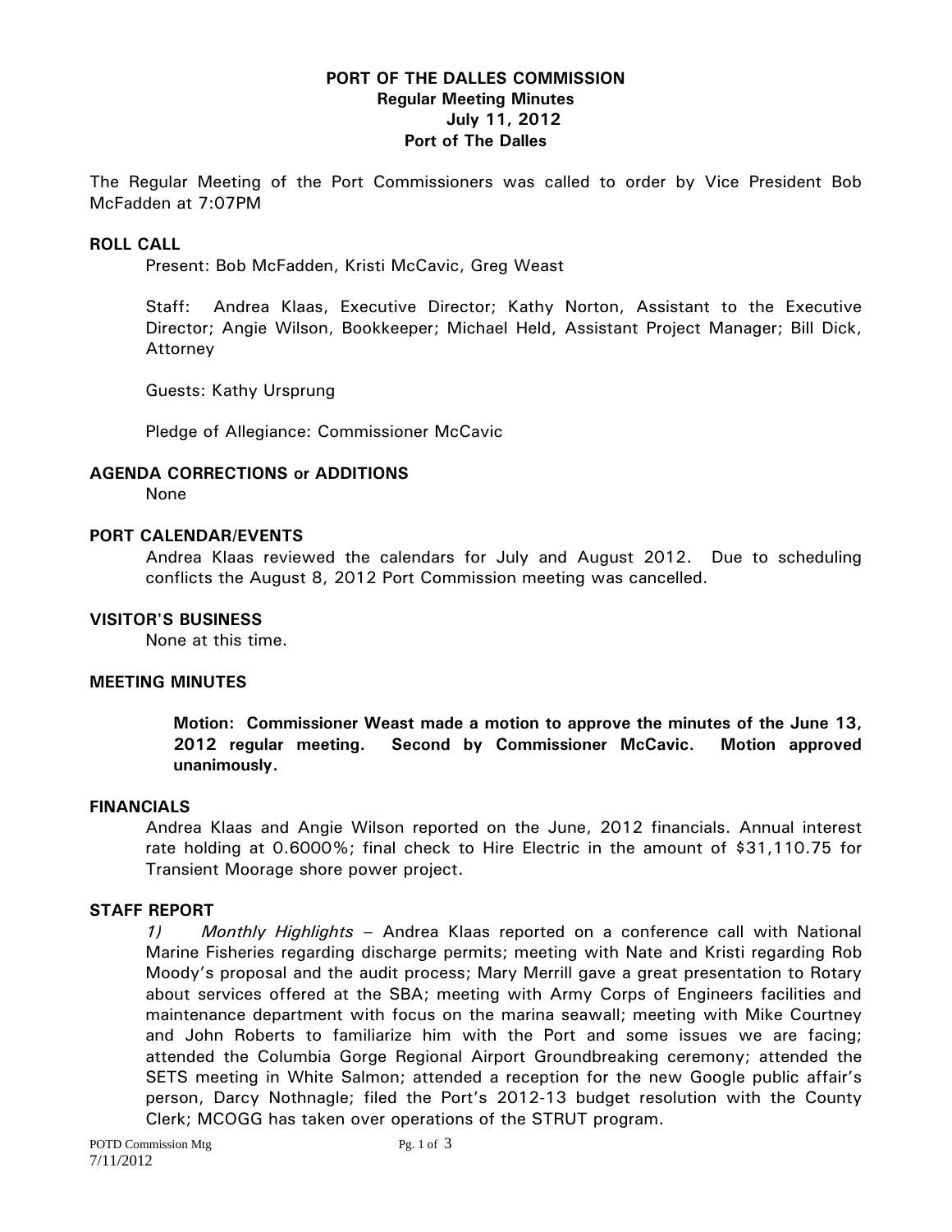# PORT OF THE DALLES COMMISSION
## Regular Meeting Minutes
## July 11, 2012
## Port of The Dalles

The Regular Meeting of the Port Commissioners was called to order by Vice President Bob McFadden at 7:07PM

### ROLL CALL

Present: Bob McFadden, Kristi McCavic, Greg Weast

Staff: Andrea Klaas, Executive Director; Kathy Norton, Assistant to the Executive Director; Angie Wilson, Bookkeeper; Michael Held, Assistant Project Manager; Bill Dick, Attorney

Guests: Kathy Ursprung

Pledge of Allegiance: Commissioner McCavic

### AGENDA CORRECTIONS or ADDITIONS

None

### PORT CALENDAR/EVENTS

Andrea Klaas reviewed the calendars for July and August 2012. Due to scheduling conflicts the August 8, 2012 Port Commission meeting was cancelled.

### VISITOR'S BUSINESS

None at this time.

### MEETING MINUTES

**Motion: Commissioner Weast made a motion to approve the minutes of the June 13, 2012 regular meeting. Second by Commissioner McCavic. Motion approved unanimously.**

### FINANCIALS

Andrea Klaas and Angie Wilson reported on the June, 2012 financials. Annual interest rate holding at 0.6000%; final check to Hire Electric in the amount of $31,110.75 for Transient Moorage shore power project.

### STAFF REPORT

*1) Monthly Highlights* – Andrea Klaas reported on a conference call with National Marine Fisheries regarding discharge permits; meeting with Nate and Kristi regarding Rob Moody's proposal and the audit process; Mary Merrill gave a great presentation to Rotary about services offered at the SBA; meeting with Army Corps of Engineers facilities and maintenance department with focus on the marina seawall; meeting with Mike Courtney and John Roberts to familiarize him with the Port and some issues we are facing; attended the Columbia Gorge Regional Airport Groundbreaking ceremony; attended the SETS meeting in White Salmon; attended a reception for the new Google public affair's person, Darcy Nothnagle; filed the Port's 2012-13 budget resolution with the County Clerk; MCOGG has taken over operations of the STRUT program.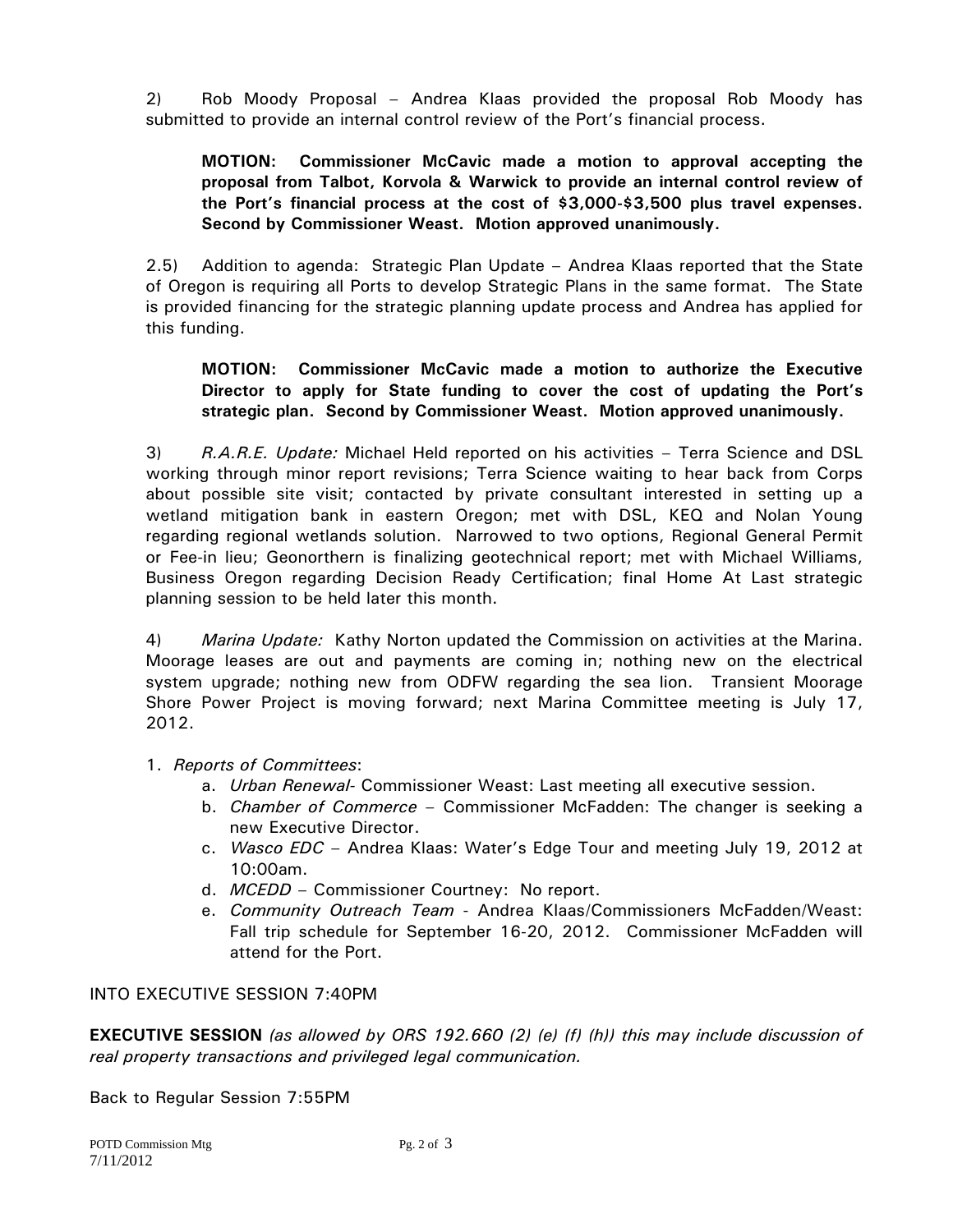2) Rob Moody Proposal – Andrea Klaas provided the proposal Rob Moody has submitted to provide an internal control review of the Port's financial process.

> **MOTION: Commissioner McCavic made a motion to approval accepting the proposal from Talbot, Korvola & Warwick to provide an internal control review of the Port's financial process at the cost of $3,000-$3,500 plus travel expenses. Second by Commissioner Weast. Motion approved unanimously.**

2.5) Addition to agenda: Strategic Plan Update – Andrea Klaas reported that the State of Oregon is requiring all Ports to develop Strategic Plans in the same format. The State is provided financing for the strategic planning update process and Andrea has applied for this funding.

> **MOTION: Commissioner McCavic made a motion to authorize the Executive Director to apply for State funding to cover the cost of updating the Port's strategic plan. Second by Commissioner Weast. Motion approved unanimously.**

3) *R.A.R.E. Update:* Michael Held reported on his activities – Terra Science and DSL working through minor report revisions; Terra Science waiting to hear back from Corps about possible site visit; contacted by private consultant interested in setting up a wetland mitigation bank in eastern Oregon; met with DSL, KEQ and Nolan Young regarding regional wetlands solution. Narrowed to two options, Regional General Permit or Fee-in lieu; Geonorthern is finalizing geotechnical report; met with Michael Williams, Business Oregon regarding Decision Ready Certification; final Home At Last strategic planning session to be held later this month.

4) *Marina Update:* Kathy Norton updated the Commission on activities at the Marina. Moorage leases are out and payments are coming in; nothing new on the electrical system upgrade; nothing new from ODFW regarding the sea lion. Transient Moorage Shore Power Project is moving forward; next Marina Committee meeting is July 17, 2012.

1. *Reports of Committees*:
   a. *Urban Renewal*- Commissioner Weast: Last meeting all executive session.
   b. *Chamber of Commerce* – Commissioner McFadden: The changer is seeking a new Executive Director.
   c. *Wasco EDC* – Andrea Klaas: Water's Edge Tour and meeting July 19, 2012 at 10:00am.
   d. *MCEDD* – Commissioner Courtney: No report.
   e. *Community Outreach Team* - Andrea Klaas/Commissioners McFadden/Weast: Fall trip schedule for September 16-20, 2012. Commissioner McFadden will attend for the Port.

INTO EXECUTIVE SESSION 7:40PM

**EXECUTIVE SESSION** *(as allowed by ORS 192.660 (2) (e) (f) (h)) this may include discussion of real property transactions and privileged legal communication.*

Back to Regular Session 7:55PM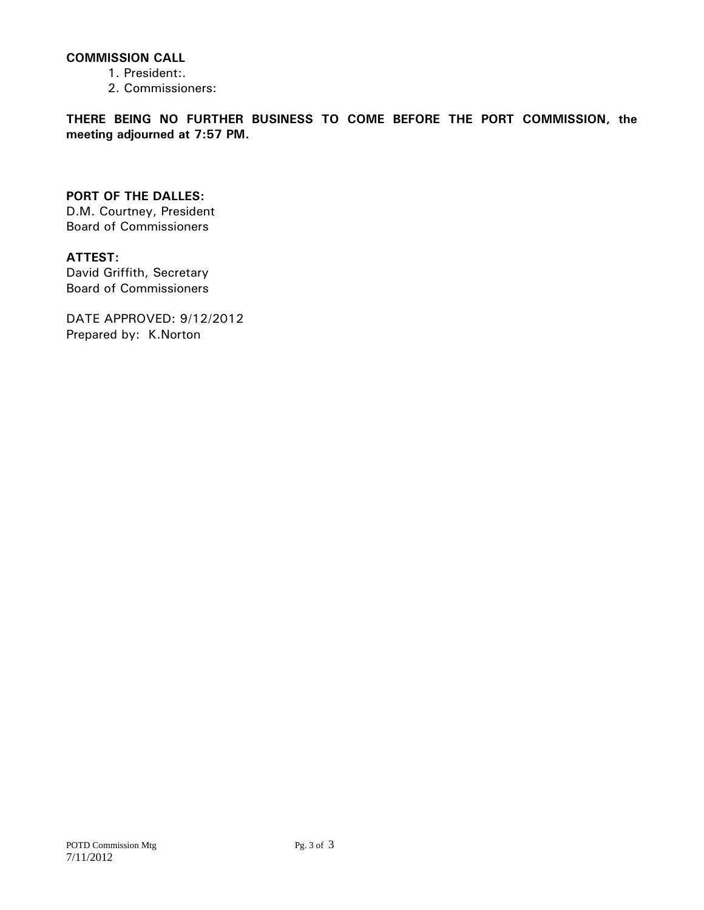**COMMISSION CALL**

1. President:.
2. Commissioners:

**THERE BEING NO FURTHER BUSINESS TO COME BEFORE THE PORT COMMISSION, the meeting adjourned at 7:57 PM.**

**PORT OF THE DALLES:**
D.M. Courtney, President
Board of Commissioners

**ATTEST:**
David Griffith, Secretary
Board of Commissioners

DATE APPROVED: 9/12/2012
Prepared by: K.Norton